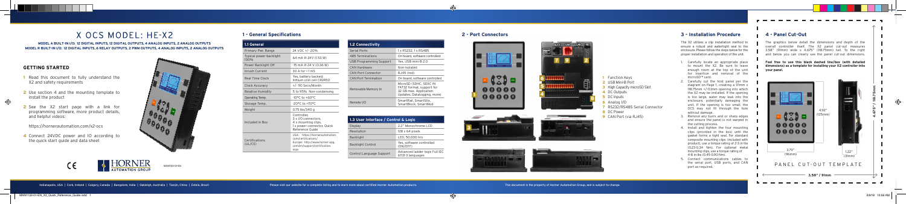# X OCS MODEL: HE-X2

**MODEL A BUILT-IN I/O: 12 DIGITAL INPUTS, 12 DIGITAL OUTPUTS, 4 ANALOG INPUTS, 2 ANALOG OUTPUTS**
**MODEL R BUILT-IN I/O: 12 DIGITAL INPUTS, 6 RELAY OUTPUTS, 2 PWM OUTPUTS, 4 ANALOG INPUTS, 2 ANALOG OUTPUTS**

## GETTING STARTED

1 Read this document to fully understand the X2 and safety requirements

2 Use section 4 and the mounting template to install the product

3 See the X2 start page with a link for programming software, more product details, and helpful videos:

https://hornerautomation.com/x2-ocs

4 Connect 24VDC power and IO according to the quick start guide and data sheet

MAN1132-01-EN

## 1 - General Specifications

| 1.1 General | |
|---|---|
| Primary Pwr. Range | 24 VDC +/- 20% |
| Typical power backlight 100% | 64 mA @ 24V (1.53 W) |
| Power Backlight Off | 15 mA @ 24 V (0.36 W) |
| Inrush Current | 30 A for < 1 mS |
| Real Time Clock | Yes, battery backed; lithium coin cell CR2450 |
| Clock Accuracy | +/- 90 Secs/Month |
| Relative Humidity | 5 to 95%, Non-condensing |
| Operating Temp. | -10°C to +60°C |
| Storage Temp. | -20°C to +70°C |
| Weight | 0.75 lbs/340 g |
| Included in Box | Controller, 3 x I/O connectors, 4 x mounting clips, 1 x power connector, Quick Reference Guide |
| Certifications (UL/CE) | USA: https://hornerautomation.com/certifications/ Europe: http://www.hornerapg.com/en/support/certification.aspx |

| 1.2 Connectivity | |
|---|---|
| Serial Ports | 1 x RS232, 1 x RS485 |
| 485 Terminations | On board, software controlled |
| USB Programming Support | Yes, USB mini B 2.0 |
| CAN Hardware | Non isolated |
| CAN Port Connector | RJ45 (red) |
| CAN Port Termination | On board, software controlled |
| Removable Memory In | MicroSD (SDHC, SDXC IN FAT32 format, support for 32 GB max. Application Updates, Datalogging, more) |
| Remote I/O | SmartRail, SmartStix, SmartBlock, SmartMod |

| 1.3 User Interface / Control & Logic | |
|---|---|
| Display | 2.2" Monochrome LCD |
| Resolution | 128 x 64 pixels |
| Backlight | LED, 50,000 hrs |
| Backlight Control | Yes, software controlled (ON/OFF) |
| Control Language Support | Advanced ladder logic Full IEC 61131-3 languages |

## 2 - Port Connectors

1 Function Keys
2 USB Mini-B Port
3 High Capacity microSD Slot
4 DC Outputs
5 DC Inputs
6 Analog I/O
7 RS232/RS485 Serial Connector
8 DC Power
9 CAN Port (via RJ45)

## 3 - Installation Procedure

The X2 utilizes a clip installation method to ensure a robust and watertight seal to the enclosure. Please follow the steps below for the proper installation and operation of the unit.

1. Carefully locate an appropriate place to mount the X2. Be sure to leave enough room at the top of the unit for insertion and removal of the microSD™ card.
2. Carefully cut the host panel per the diagram on Page 1, creating a 91mm x 118.75mm +/-0.1mm opening into which the X2 may be installed. If the opening is too large, water may leak into the enclosure, potentially damaging the unit. If the opening is too small, the OCS may not fit through the hole without damage.
3. Remove any burrs and or sharp edges and ensure the panel is not warped in the cutting process.
4. Install and tighten the four mounting clips (provided in the box) until the gasket forms a tight seal. For standard composite mounting clips (included with product), use a torque rating of 2-3 in-lbs (0.23-0.34 Nm). For optional metal mounting clips, use a torque rating of 4-8 in-lbs (0.45-0.90 Nm).
5. Connect communications cables to the serial port, USB ports, and CAN port as required.

## 4 - Panel Cut-Out

The graphics below detail the dimensions and depth of the overall controller itself. The X2 panel cut-out measures 3.58" (91mm) wide x 4.675" (118.75mm) tall. To the right and below you can clearly see the panel cut-out dimensions.

**Feel free to use this black dashed line/box (with detailed dimensions) as a template for installing your X2 controller into your panel.**

4.92" (125mm)

3.79" (96mm)

1.22" (31mm)

4.675" / 118.75mm

PANEL CUT-OUT TEMPLATE

3.58" / 91mm

Indianapolis, USA | Cork, Ireland | Calgary, Canada | Bangalore, India | Oakleigh, Australia | Tianjin, China | Esteio, Brazil

Please visit our website for a complete listing and to learn more about certified Horner Automation products.

This document is the property of Horner Automation Group, and is subject to change.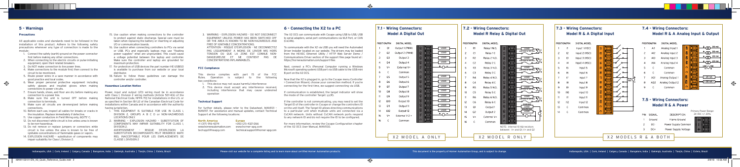## 5 - Warnings

### Precautions

All applicable codes and standards need to be followed in the installation of this product. Adhere to the following safety precautions whenever any type of connection is made to the module:

1. Connect the safety (earth) ground on the power connector first before making any other connections.
2. When connecting to the electric circuits or pulse-initiating equipment, open their related breakers.
3. Do NOT make connection to live power lines.
4. Make connections to the module first; then connect to the circuit to be monitored.
5. Route power wires in a safe manner in accordance with good practice and local codes.
6. Wear proper personal protective equipment including safety glasses and insulated gloves when making connections to power circuits.
7. Ensure hands, shoes, and floor are dry before making any connection to a power line.
8. Make sure the unit is turned OFF before making connection to terminals.
9. Make sure all circuits are de-energized before making connections.
10. Before each use, inspect all cables for breaks or cracks in the insulation. Replace immediately if defective.
11. Use copper conductors in Field Wiring only, 60/75°C.
12. Do not disconnect while circuit is live unless area is known to be non-hazardous.
13. Do not remove or replace jumpers or connectors while circuit is live unless the area is known to be free of ignitable concentrations of flammable gases or vapors.
14. EXPLOSION HAZARD - substitution of components may impair suitability for Class I, Division 2.
15. Use caution when making connections to the controller to protect against static discharge. Special care must be taken when replacing the battery or inserting or adjusting I/O or communication boards.
16. Use caution when connecting controllers to PCs via serial or USB. PCs and especially laptops may use "floating power supplies" what are ungrounded. This could cause a voltage potential between the laptop and controller. Make sure the controller and laptop are grounded for maximum protection.
17. For protection of USB devices the part number HE-USBISO is available to purchase from our website or your local distributor.
18. Failure to follow these guidelines can damage the controller and/or controller.

### Hazardous Location Notice

Power, input and output (I/O) wiring must be in accordance with Class 1, Division 2 wiring methods [Article 501-4(b) of the National Electrical Code, NFPA 70] for installations in the U.S. or as specified in Section 18-1J2 of the Canadian Electrical Code for installations within Canada and in accordance with the authority having jurisdiction.

1. THIS EQUIPMENT IS SUITABLE FOR USE IN CLASS I, DIVISION 2, GROUPS A B C D or NON-HAZARDOUS LOCATIONS ONLY.
2. WARNING - EXPLOSION HAZARD - SUBSTITUTION OF COMPONENTS MAY IMPAIR SUITABILITY FOR CLASS I, DIVISION 2.
   AVERTISSEMENT - RISQUE D'EXPLOSION - LA SUBSTITUTION DECOMPOSANTS PEUT RENDRECE MATE RIEL INACCEPTABLE POUR LES EMPLACEMENTS DE CLASSE I, DIVISION 2
3. WARNING - EXPLOSION HAZARD - DO NOT DISCONNECT EQUIPMENT UNLESS POWER HAS BEEN SWITCHED OFF OR THE AREA IS KNOWN TO BE NON-HAZARDOUS AND FREE OF IGNITABLE CONCENTRATIONS.
   ATTENTION - RISQUE D'EXPLOSION - NE DECONNECTEZ PAS L'EQUIPEMENT A MOINS DE L'AVOIR MIS HORS TENSION OU QUE LA ZONE EST CONNUE NON-DANGEREUSE ET NE CONTIENT PAS DE CONCENTRATIONS INFLAMMABLES.

### FCC Compliance

This device complies with part 15 of the FCC Rules. Operation is subject to the following two conditions:

1. This device may not cause harmful interference
2. This device must accept any interference received, including interference that may cause undesired operation

### Technical Support

For further details, please refer to the Datasheet, MAN1131 - MAN1117. For assistance and manual updates, contact Technical Support at the following locations:

**North America**
+1 (317) 916-4274
www.hornerautomation.com
techsppt@heapg.com

**Europe**
+353 (21) 4321-266
www.horner-apg.com
technical.support@horner-apg.com

## 6 - Connecting the X2 to a PC

The X2 OCS can communicate with Cscape using USB to USB, USB to serial adapters, serial port communications via MJ1 Port, or CAN (CsCAN).

To communicate with the X2 via USB you will need the Automated Driver Installer located on our website. The drivers may be loaded from the HE-XEC Ethernet Utility / HTTP Web Server Demo / Communications Driver section of the support files page found at : https://hornerautomation.com/support-files

Next, connect a PC's (Personal Computer running a Windows Microsoft operating system) USB port via USB cable to the USB mini B port on the X2 OCS.

Now that the X2 is plugged in, go to the Cscape menu Controller > Connection Wizard, choose your connection method. If you're connecting for the first time, we suggest connecting via USB.

If communication is established, the target indicator will show the mode of the controller Target: yy(R).

If the controller is not communicating, you may need to set the Target ID of the controller in Cscape or change the controllers ID on the unit itself. The Target ID allows directing communications to a particular unit when multiple units are connected via a CsCAN network. Units without CsCAN network ports respond to any network ID and do not require the ID to be configured.

For more information, review the Cscape Configuration chapter of the X2 OCS User Manual, MAN1130.

## 7.1 - Wiring Connectors: Model A Digital Out

| POSITION/PIN | | DIGITAL MODEL |
|---|---|---|
| 1 | Q1 | Output 1 (PWM) |
| 2 | Q2 | Output 2 (PWM) |
| 3 | Q3 | Output 3 |
| 4 | Q4 | Output 4 |
| 5 | V+ | External V+ |
| 6 | C | Common |
| 7 | Q5 | Output 5 |
| 8 | Q6 | Output 6 |
| 9 | Q7 | Output 7 |
| 10 | Q8 | Output 8 |
| 11 | Q9 | Output 9 |
| 12 | Q10 | Output 10 |
| 13 | Q11 | Output 11 |
| 14 | Q12 | Output 12 |
| 15 | V+ | External V 2 + |
| 16 | C | Common |

X2 MODEL A ONLY

## 7.2 - Wiring Connectors: Model R Relay & Digital Out

| POSITION/PIN | | DIGITAL MODEL |
|---|---|---|
| 1 | R1 | Relay 1 N.O. |
| 2 | C1 | Relay 1 C |
| 3 | R2 | Relay 2 N.O. |
| 4 | C2 | Relay 2 C |
| 5 | R3 | Relay 3 N.O. |
| 6 | C3 | Relay 3 C |
| 7 | R4 | Relay 4 N.O. |
| 8 | C4 | Relay 4 C |
| 9 | R5 | Relay 5 N.O. |
| 10 | C5 | Relay 5 C |
| 11 | R6 | Relay 6 N.O. |
| 12 | C6 | Relay 6 C |
| 13 | Q1 | Output 1 |
| 14 | Q2 | Output 2 |
| 15 | V+ | External V+ |
| 16 | C | Common |

NOTE: Internal 10 KΩ resistors between: V+ and Q1, V+ and Q2

X2 MODEL R ONLY

## 7.3 - Wiring Connectors: Model R & A Digital Input

| POSITION/PIN | | DIGITAL MODEL |
|---|---|---|
| 1 | I1 | Input 1 (HSC) |
| 2 | I2 | Input 2 (HSC) |
| 3 | I3 | Input 3 (HSC) |
| 4 | I4 | Input 4 (HSC) |
| 5 | I5 | Input 5 |
| 6 | I6 | Input 6 |
| 7 | I7 | Input 7 |
| 8 | I8 | Input 8 |
| 9 | I9 | Input 9 |
| 10 | I10 | Input 10 |
| 11 | I11 | Input 11 |
| 12 | I12 | Input 12 |
| 13 | C | Common |
| 14 | C | Common |

## 7.4 - Wiring Connectors: Model R & A Analog Input & Output

| POSITION/PIN | | DIGITAL MODEL |
|---|---|---|
| 1 | AI1 | Analog Input 1 |
| 2 | AI2 | Analog Input 2 |
| 3 | AI3 | Analog Input 3 |
| 4 | AI4 | Analog Input 4 |
| 5 | C | Common |
| 6 | C | Common |
| 7 | AQ1 | Analog Output 1 |
| 8 | AQ2 | Analog Output 2 |
| 9 | C | Common |

## 7.5 - Wiring Connectors: Model R & A Power

Primary Power Range: 24 VDC +/- 20%

| PIN | SIGNAL | DESCRIPTION |
|---|---|---|
| 1 | Ground | Frame Ground |
| 2 | DC- | Power Supply Common |
| 3 | DC+ | Power Supply Voltage |

X2 MODELS R & A BOTH